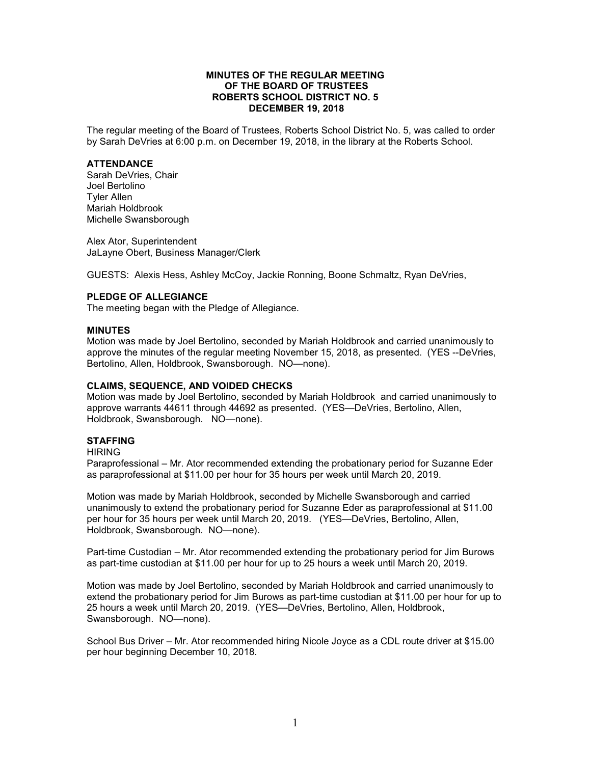**MINUTES OF THE REGULAR MEETING**
**OF THE BOARD OF TRUSTEES**
**ROBERTS SCHOOL DISTRICT NO. 5**
**DECEMBER 19, 2018**

The regular meeting of the Board of Trustees, Roberts School District No. 5, was called to order by Sarah DeVries at 6:00 p.m. on December 19, 2018, in the library at the Roberts School.

**ATTENDANCE**

Sarah DeVries, Chair
Joel Bertolino
Tyler Allen
Mariah Holdbrook
Michelle Swansborough

Alex Ator, Superintendent
JaLayne Obert, Business Manager/Clerk

GUESTS: Alexis Hess, Ashley McCoy, Jackie Ronning, Boone Schmaltz, Ryan DeVries,

**PLEDGE OF ALLEGIANCE**

The meeting began with the Pledge of Allegiance.

**MINUTES**

Motion was made by Joel Bertolino, seconded by Mariah Holdbrook and carried unanimously to approve the minutes of the regular meeting November 15, 2018, as presented. (YES --DeVries, Bertolino, Allen, Holdbrook, Swansborough. NO—none).

**CLAIMS, SEQUENCE, AND VOIDED CHECKS**

Motion was made by Joel Bertolino, seconded by Mariah Holdbrook and carried unanimously to approve warrants 44611 through 44692 as presented. (YES—DeVries, Bertolino, Allen, Holdbrook, Swansborough. NO—none).

**STAFFING**

HIRING

Paraprofessional – Mr. Ator recommended extending the probationary period for Suzanne Eder as paraprofessional at $11.00 per hour for 35 hours per week until March 20, 2019.

Motion was made by Mariah Holdbrook, seconded by Michelle Swansborough and carried unanimously to extend the probationary period for Suzanne Eder as paraprofessional at $11.00 per hour for 35 hours per week until March 20, 2019. (YES—DeVries, Bertolino, Allen, Holdbrook, Swansborough. NO—none).

Part-time Custodian – Mr. Ator recommended extending the probationary period for Jim Burows as part-time custodian at $11.00 per hour for up to 25 hours a week until March 20, 2019.

Motion was made by Joel Bertolino, seconded by Mariah Holdbrook and carried unanimously to extend the probationary period for Jim Burows as part-time custodian at $11.00 per hour for up to 25 hours a week until March 20, 2019. (YES—DeVries, Bertolino, Allen, Holdbrook, Swansborough. NO—none).

School Bus Driver – Mr. Ator recommended hiring Nicole Joyce as a CDL route driver at $15.00 per hour beginning December 10, 2018.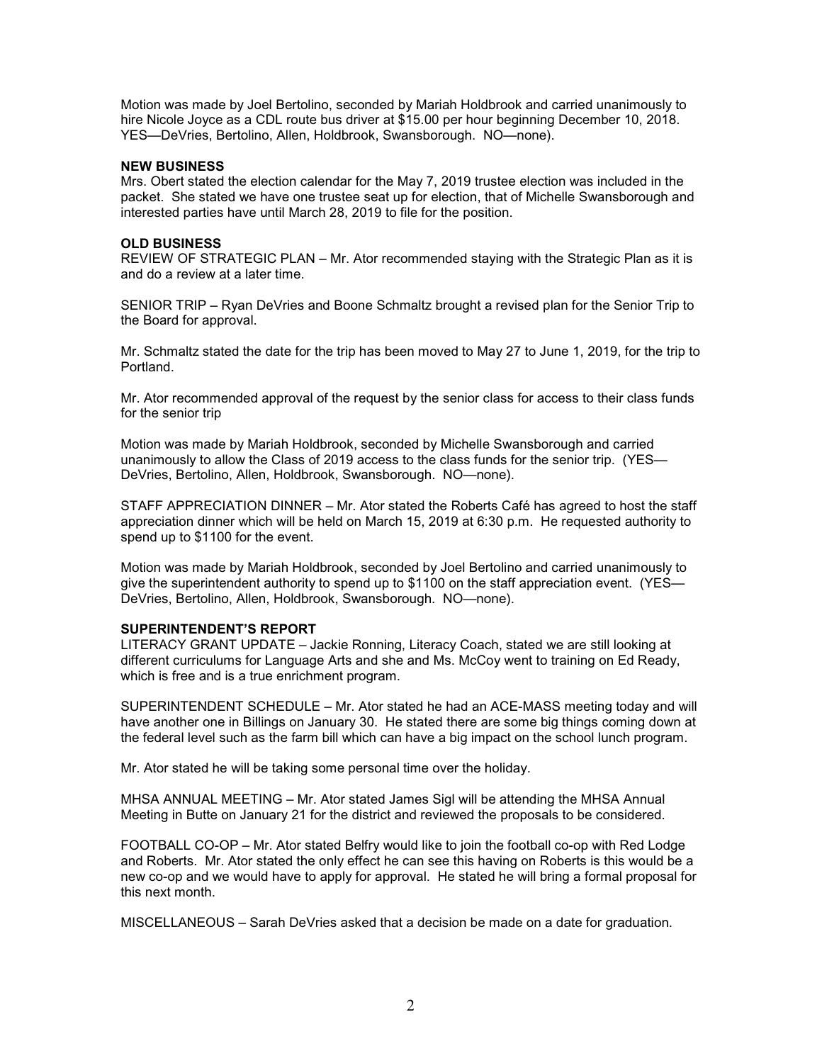Motion was made by Joel Bertolino, seconded by Mariah Holdbrook and carried unanimously to hire Nicole Joyce as a CDL route bus driver at $15.00 per hour beginning December 10, 2018. YES—DeVries, Bertolino, Allen, Holdbrook, Swansborough. NO—none).

**NEW BUSINESS**

Mrs. Obert stated the election calendar for the May 7, 2019 trustee election was included in the packet. She stated we have one trustee seat up for election, that of Michelle Swansborough and interested parties have until March 28, 2019 to file for the position.

**OLD BUSINESS**

REVIEW OF STRATEGIC PLAN – Mr. Ator recommended staying with the Strategic Plan as it is and do a review at a later time.

SENIOR TRIP – Ryan DeVries and Boone Schmaltz brought a revised plan for the Senior Trip to the Board for approval.

Mr. Schmaltz stated the date for the trip has been moved to May 27 to June 1, 2019, for the trip to Portland.

Mr. Ator recommended approval of the request by the senior class for access to their class funds for the senior trip

Motion was made by Mariah Holdbrook, seconded by Michelle Swansborough and carried unanimously to allow the Class of 2019 access to the class funds for the senior trip. (YES—DeVries, Bertolino, Allen, Holdbrook, Swansborough. NO—none).

STAFF APPRECIATION DINNER – Mr. Ator stated the Roberts Café has agreed to host the staff appreciation dinner which will be held on March 15, 2019 at 6:30 p.m. He requested authority to spend up to $1100 for the event.

Motion was made by Mariah Holdbrook, seconded by Joel Bertolino and carried unanimously to give the superintendent authority to spend up to $1100 on the staff appreciation event. (YES—DeVries, Bertolino, Allen, Holdbrook, Swansborough. NO—none).

**SUPERINTENDENT'S REPORT**

LITERACY GRANT UPDATE – Jackie Ronning, Literacy Coach, stated we are still looking at different curriculums for Language Arts and she and Ms. McCoy went to training on Ed Ready, which is free and is a true enrichment program.

SUPERINTENDENT SCHEDULE – Mr. Ator stated he had an ACE-MASS meeting today and will have another one in Billings on January 30. He stated there are some big things coming down at the federal level such as the farm bill which can have a big impact on the school lunch program.

Mr. Ator stated he will be taking some personal time over the holiday.

MHSA ANNUAL MEETING – Mr. Ator stated James Sigl will be attending the MHSA Annual Meeting in Butte on January 21 for the district and reviewed the proposals to be considered.

FOOTBALL CO-OP – Mr. Ator stated Belfry would like to join the football co-op with Red Lodge and Roberts. Mr. Ator stated the only effect he can see this having on Roberts is this would be a new co-op and we would have to apply for approval. He stated he will bring a formal proposal for this next month.

MISCELLANEOUS – Sarah DeVries asked that a decision be made on a date for graduation.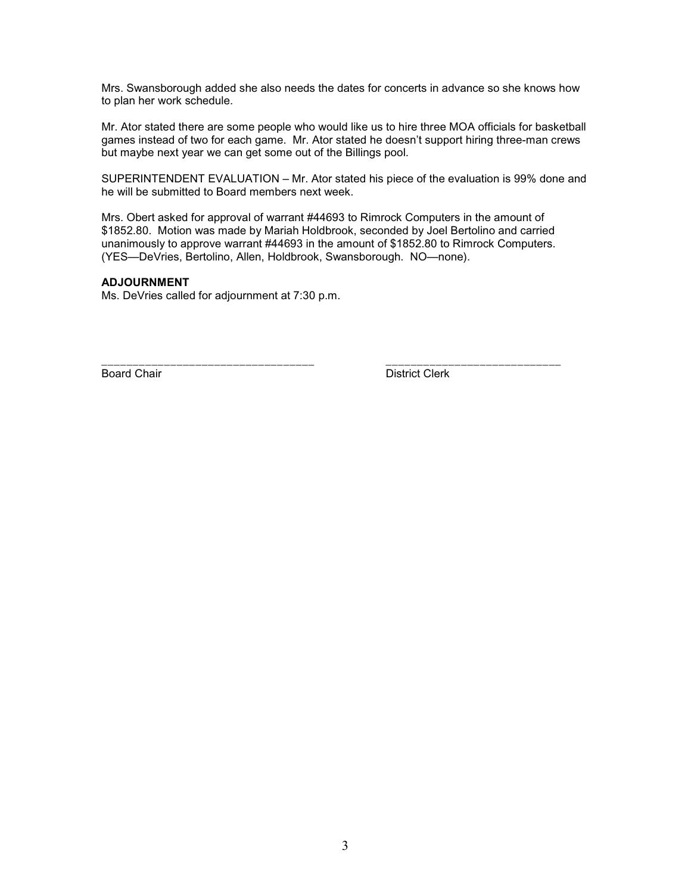Mrs. Swansborough added she also needs the dates for concerts in advance so she knows how to plan her work schedule.

Mr. Ator stated there are some people who would like us to hire three MOA officials for basketball games instead of two for each game. Mr. Ator stated he doesn't support hiring three-man crews but maybe next year we can get some out of the Billings pool.

SUPERINTENDENT EVALUATION – Mr. Ator stated his piece of the evaluation is 99% done and he will be submitted to Board members next week.

Mrs. Obert asked for approval of warrant #44693 to Rimrock Computers in the amount of $1852.80. Motion was made by Mariah Holdbrook, seconded by Joel Bertolino and carried unanimously to approve warrant #44693 in the amount of $1852.80 to Rimrock Computers. (YES—DeVries, Bertolino, Allen, Holdbrook, Swansborough. NO—none).

**ADJOURNMENT**

Ms. DeVries called for adjournment at 7:30 p.m.

\_\_\_\_\_\_\_\_\_\_\_\_\_\_\_\_\_\_\_\_\_\_\_\_\_\_\_\_\_\_\_\_\_\_ \_\_\_\_\_\_\_\_\_\_\_\_\_\_\_\_\_\_\_\_\_\_\_\_\_\_\_\_\_\_\_\_

Board Chair District Clerk